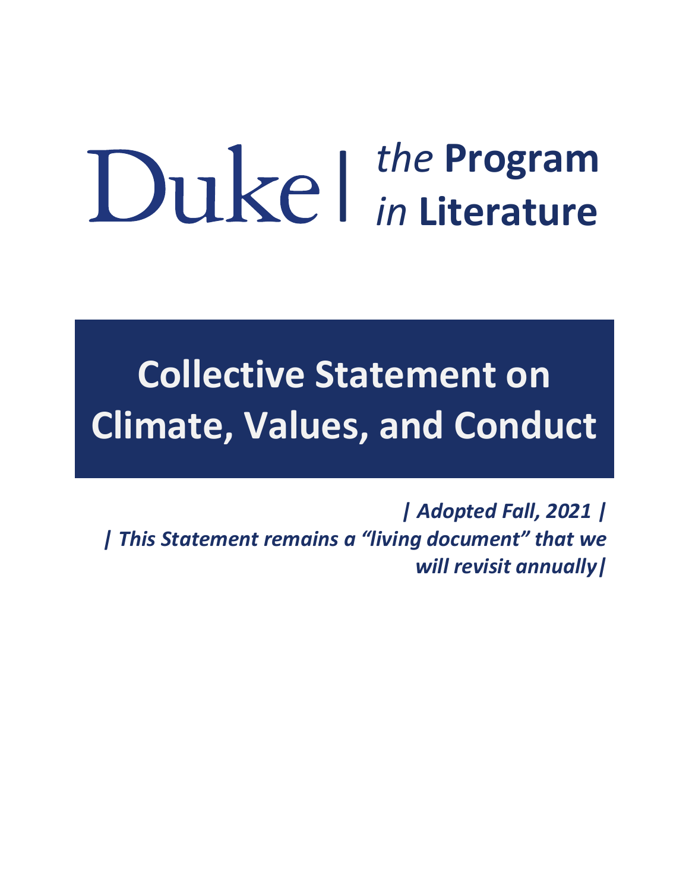Duke | *the* **Program** *in* **Literature**

# Collective Statement on Climate, Values, and Conduct

***| Adopted Fall, 2021 |***

***| This Statement remains a "living document" that we will revisit annually|***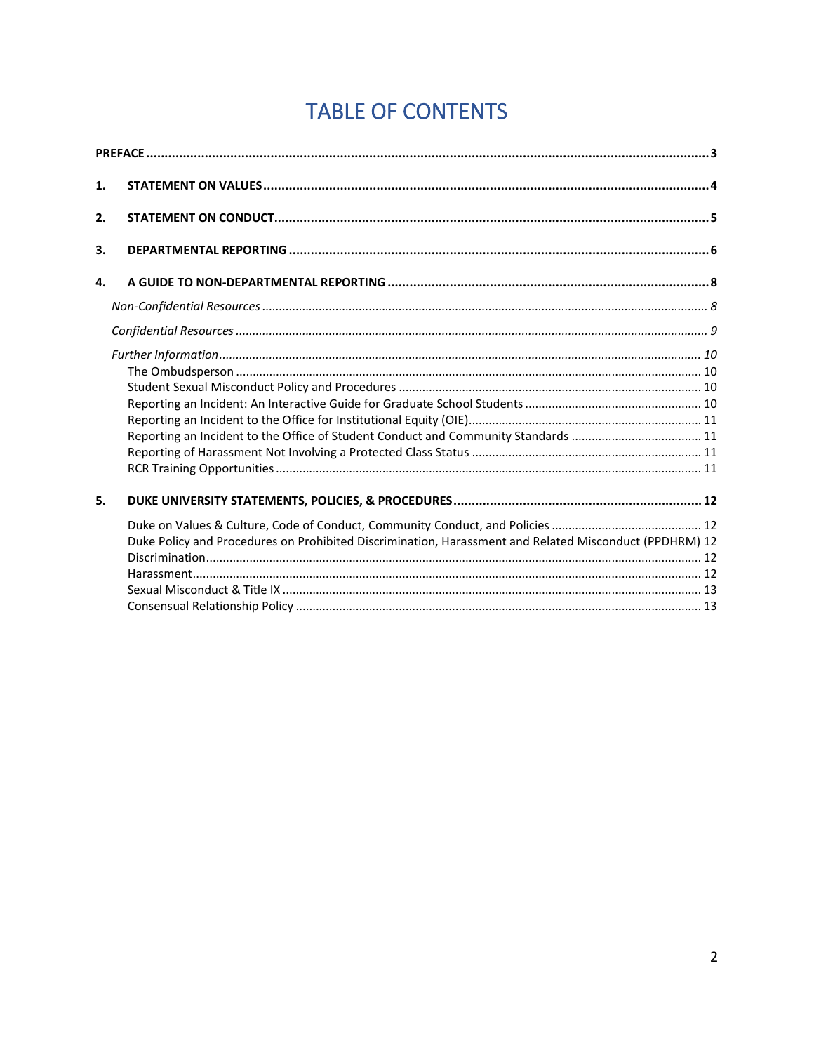# TABLE OF CONTENTS

**PREFACE** ........................................................................................................................................ **3**

**1. STATEMENT ON VALUES** ........................................................................................................ **4**

**2. STATEMENT ON CONDUCT** ...................................................................................................... **5**

**3. DEPARTMENTAL REPORTING** .................................................................................................. **6**

**4. A GUIDE TO NON-DEPARTMENTAL REPORTING** ...................................................................... **8**

*Non-Confidential Resources* ........................................................................................................ *8*

*Confidential Resources* ................................................................................................................ *9*

*Further Information* ..................................................................................................................... *10*

- The Ombudsperson ........................................................................................................... 10
- Student Sexual Misconduct Policy and Procedures ............................................................ 10
- Reporting an Incident: An Interactive Guide for Graduate School Students ....................... 10
- Reporting an Incident to the Office for Institutional Equity (OIE) ........................................ 11
- Reporting an Incident to the Office of Student Conduct and Community Standards .......... 11
- Reporting of Harassment Not Involving a Protected Class Status ....................................... 11
- RCR Training Opportunities ............................................................................................... 11

**5. DUKE UNIVERSITY STATEMENTS, POLICIES, & PROCEDURES** .................................................. **12**

- Duke on Values & Culture, Code of Conduct, Community Conduct, and Policies ................ 12
- Duke Policy and Procedures on Prohibited Discrimination, Harassment and Related Misconduct (PPDHRM) 12
- Discrimination .................................................................................................................... 12
- Harassment ........................................................................................................................ 12
- Sexual Misconduct & Title IX ............................................................................................... 13
- Consensual Relationship Policy ........................................................................................... 13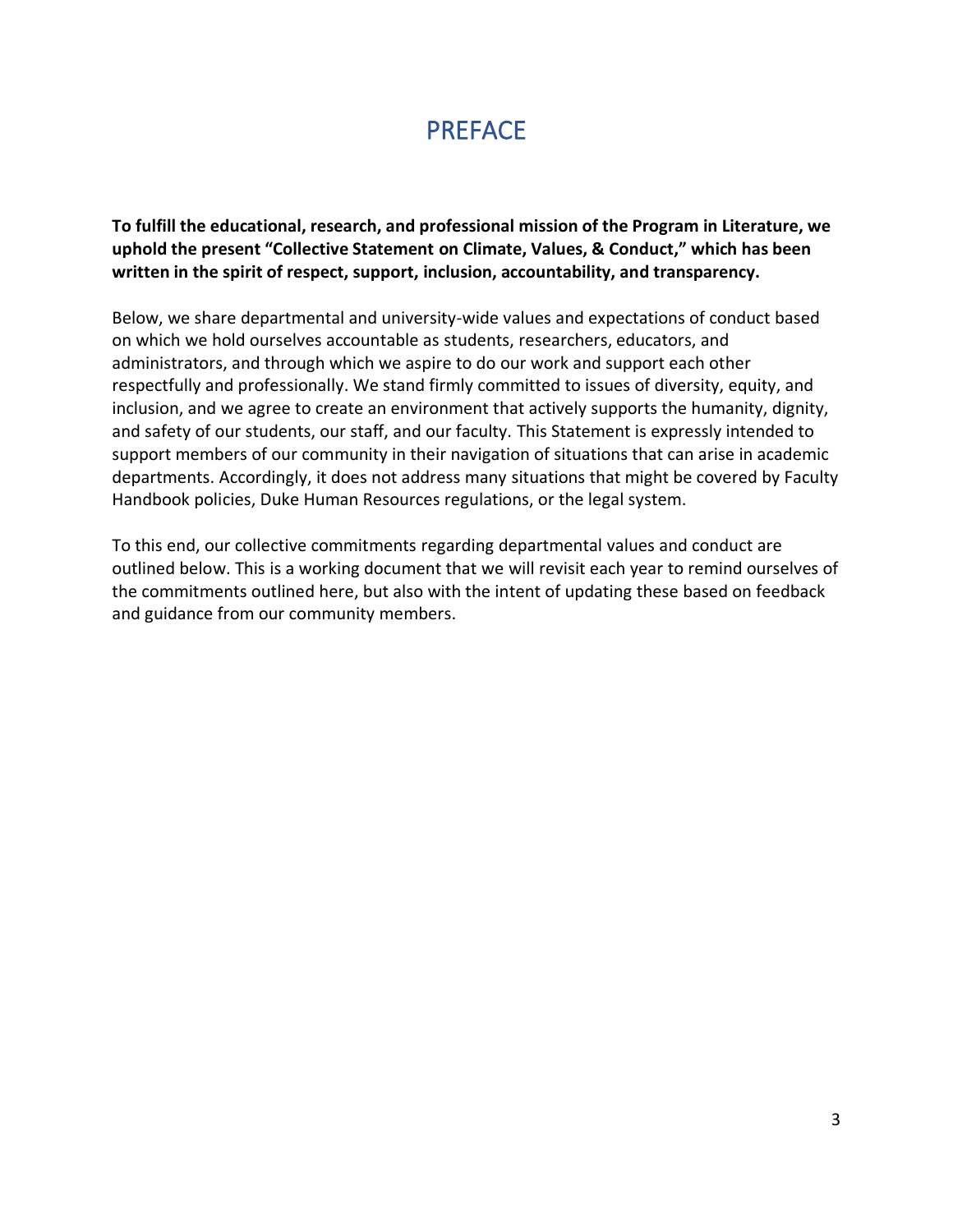# PREFACE

**To fulfill the educational, research, and professional mission of the Program in Literature, we uphold the present "Collective Statement on Climate, Values, & Conduct," which has been written in the spirit of respect, support, inclusion, accountability, and transparency.**

Below, we share departmental and university-wide values and expectations of conduct based on which we hold ourselves accountable as students, researchers, educators, and administrators, and through which we aspire to do our work and support each other respectfully and professionally. We stand firmly committed to issues of diversity, equity, and inclusion, and we agree to create an environment that actively supports the humanity, dignity, and safety of our students, our staff, and our faculty. This Statement is expressly intended to support members of our community in their navigation of situations that can arise in academic departments. Accordingly, it does not address many situations that might be covered by Faculty Handbook policies, Duke Human Resources regulations, or the legal system.

To this end, our collective commitments regarding departmental values and conduct are outlined below. This is a working document that we will revisit each year to remind ourselves of the commitments outlined here, but also with the intent of updating these based on feedback and guidance from our community members.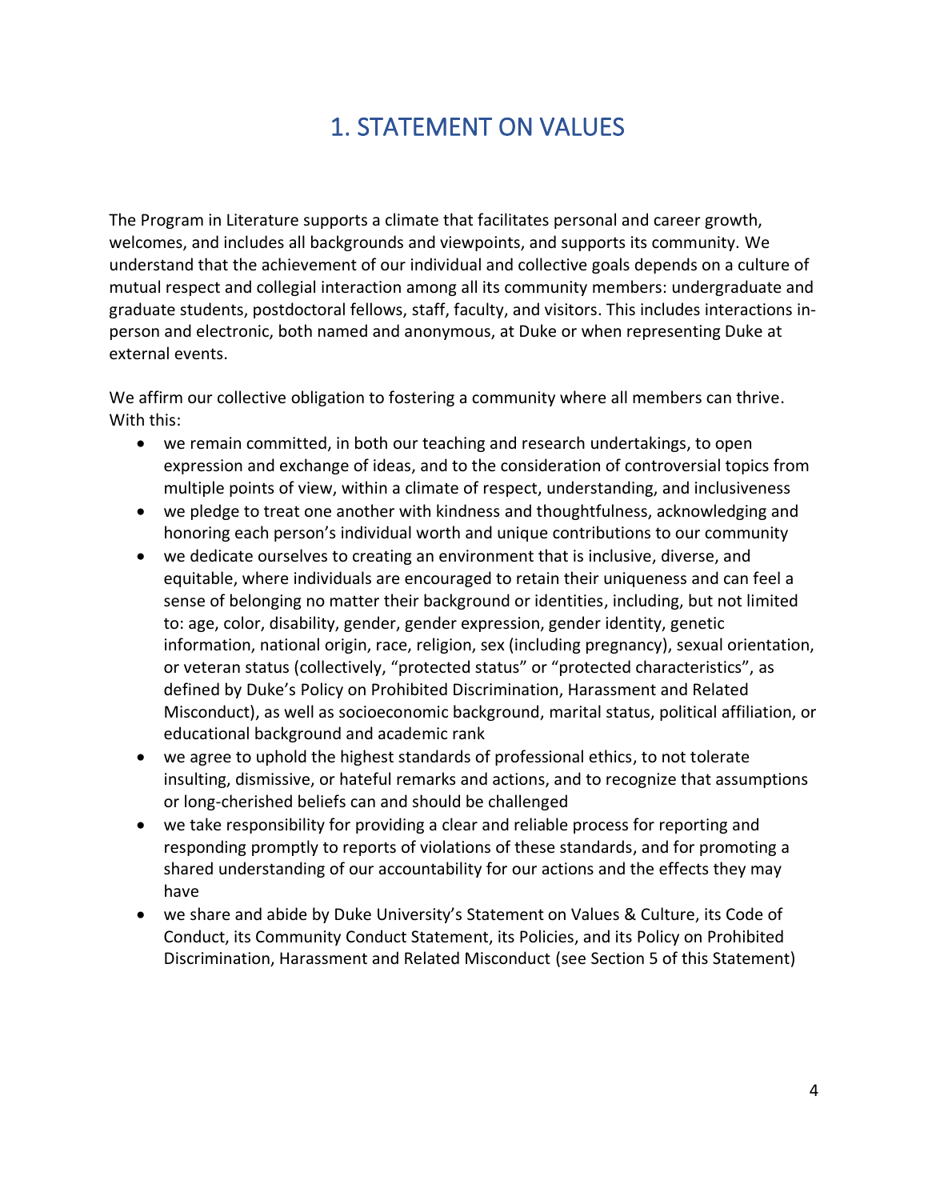# 1. STATEMENT ON VALUES

The Program in Literature supports a climate that facilitates personal and career growth, welcomes, and includes all backgrounds and viewpoints, and supports its community. We understand that the achievement of our individual and collective goals depends on a culture of mutual respect and collegial interaction among all its community members: undergraduate and graduate students, postdoctoral fellows, staff, faculty, and visitors. This includes interactions in-person and electronic, both named and anonymous, at Duke or when representing Duke at external events.

We affirm our collective obligation to fostering a community where all members can thrive. With this:

- we remain committed, in both our teaching and research undertakings, to open expression and exchange of ideas, and to the consideration of controversial topics from multiple points of view, within a climate of respect, understanding, and inclusiveness
- we pledge to treat one another with kindness and thoughtfulness, acknowledging and honoring each person's individual worth and unique contributions to our community
- we dedicate ourselves to creating an environment that is inclusive, diverse, and equitable, where individuals are encouraged to retain their uniqueness and can feel a sense of belonging no matter their background or identities, including, but not limited to: age, color, disability, gender, gender expression, gender identity, genetic information, national origin, race, religion, sex (including pregnancy), sexual orientation, or veteran status (collectively, "protected status" or "protected characteristics", as defined by Duke's Policy on Prohibited Discrimination, Harassment and Related Misconduct), as well as socioeconomic background, marital status, political affiliation, or educational background and academic rank
- we agree to uphold the highest standards of professional ethics, to not tolerate insulting, dismissive, or hateful remarks and actions, and to recognize that assumptions or long-cherished beliefs can and should be challenged
- we take responsibility for providing a clear and reliable process for reporting and responding promptly to reports of violations of these standards, and for promoting a shared understanding of our accountability for our actions and the effects they may have
- we share and abide by Duke University's Statement on Values & Culture, its Code of Conduct, its Community Conduct Statement, its Policies, and its Policy on Prohibited Discrimination, Harassment and Related Misconduct (see Section 5 of this Statement)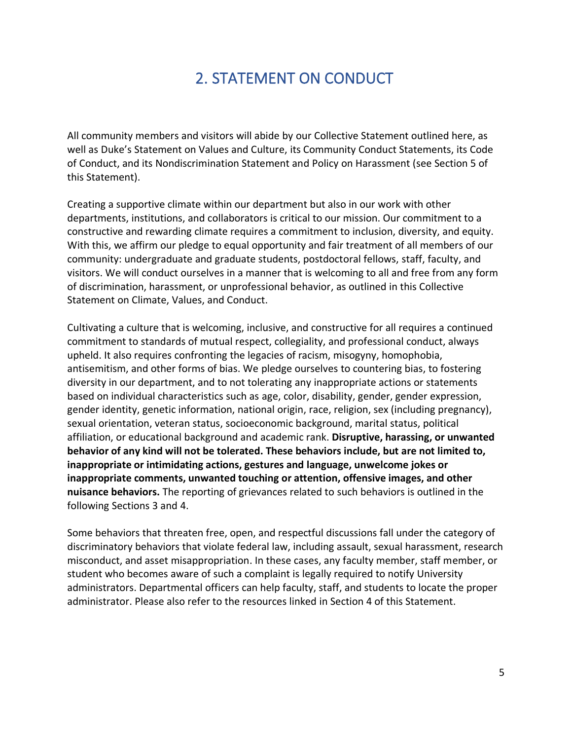# 2. STATEMENT ON CONDUCT

All community members and visitors will abide by our Collective Statement outlined here, as well as Duke's Statement on Values and Culture, its Community Conduct Statements, its Code of Conduct, and its Nondiscrimination Statement and Policy on Harassment (see Section 5 of this Statement).

Creating a supportive climate within our department but also in our work with other departments, institutions, and collaborators is critical to our mission. Our commitment to a constructive and rewarding climate requires a commitment to inclusion, diversity, and equity. With this, we affirm our pledge to equal opportunity and fair treatment of all members of our community: undergraduate and graduate students, postdoctoral fellows, staff, faculty, and visitors. We will conduct ourselves in a manner that is welcoming to all and free from any form of discrimination, harassment, or unprofessional behavior, as outlined in this Collective Statement on Climate, Values, and Conduct.

Cultivating a culture that is welcoming, inclusive, and constructive for all requires a continued commitment to standards of mutual respect, collegiality, and professional conduct, always upheld. It also requires confronting the legacies of racism, misogyny, homophobia, antisemitism, and other forms of bias. We pledge ourselves to countering bias, to fostering diversity in our department, and to not tolerating any inappropriate actions or statements based on individual characteristics such as age, color, disability, gender, gender expression, gender identity, genetic information, national origin, race, religion, sex (including pregnancy), sexual orientation, veteran status, socioeconomic background, marital status, political affiliation, or educational background and academic rank. **Disruptive, harassing, or unwanted behavior of any kind will not be tolerated. These behaviors include, but are not limited to, inappropriate or intimidating actions, gestures and language, unwelcome jokes or inappropriate comments, unwanted touching or attention, offensive images, and other nuisance behaviors.** The reporting of grievances related to such behaviors is outlined in the following Sections 3 and 4.

Some behaviors that threaten free, open, and respectful discussions fall under the category of discriminatory behaviors that violate federal law, including assault, sexual harassment, research misconduct, and asset misappropriation. In these cases, any faculty member, staff member, or student who becomes aware of such a complaint is legally required to notify University administrators. Departmental officers can help faculty, staff, and students to locate the proper administrator. Please also refer to the resources linked in Section 4 of this Statement.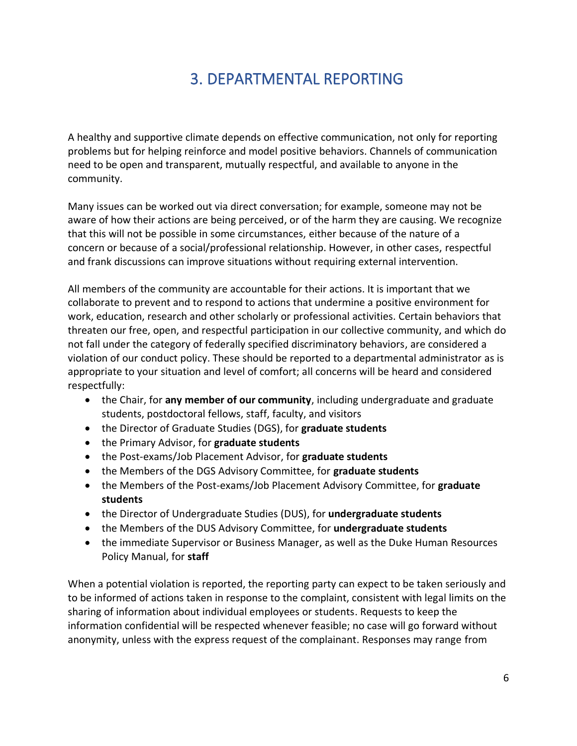# 3. DEPARTMENTAL REPORTING

A healthy and supportive climate depends on effective communication, not only for reporting problems but for helping reinforce and model positive behaviors. Channels of communication need to be open and transparent, mutually respectful, and available to anyone in the community.

Many issues can be worked out via direct conversation; for example, someone may not be aware of how their actions are being perceived, or of the harm they are causing. We recognize that this will not be possible in some circumstances, either because of the nature of a concern or because of a social/professional relationship. However, in other cases, respectful and frank discussions can improve situations without requiring external intervention.

All members of the community are accountable for their actions. It is important that we collaborate to prevent and to respond to actions that undermine a positive environment for work, education, research and other scholarly or professional activities. Certain behaviors that threaten our free, open, and respectful participation in our collective community, and which do not fall under the category of federally specified discriminatory behaviors, are considered a violation of our conduct policy. These should be reported to a departmental administrator as is appropriate to your situation and level of comfort; all concerns will be heard and considered respectfully:

- the Chair, for **any member of our community**, including undergraduate and graduate students, postdoctoral fellows, staff, faculty, and visitors
- the Director of Graduate Studies (DGS), for **graduate students**
- the Primary Advisor, for **graduate students**
- the Post-exams/Job Placement Advisor, for **graduate students**
- the Members of the DGS Advisory Committee, for **graduate students**
- the Members of the Post-exams/Job Placement Advisory Committee, for **graduate students**
- the Director of Undergraduate Studies (DUS), for **undergraduate students**
- the Members of the DUS Advisory Committee, for **undergraduate students**
- the immediate Supervisor or Business Manager, as well as the Duke Human Resources Policy Manual, for **staff**

When a potential violation is reported, the reporting party can expect to be taken seriously and to be informed of actions taken in response to the complaint, consistent with legal limits on the sharing of information about individual employees or students. Requests to keep the information confidential will be respected whenever feasible; no case will go forward without anonymity, unless with the express request of the complainant. Responses may range from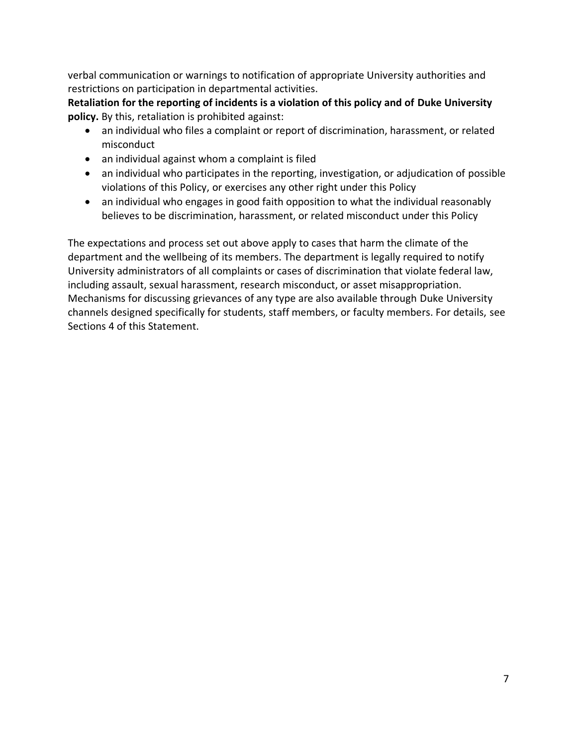verbal communication or warnings to notification of appropriate University authorities and restrictions on participation in departmental activities.

**Retaliation for the reporting of incidents is a violation of this policy and of Duke University policy.** By this, retaliation is prohibited against:

- an individual who files a complaint or report of discrimination, harassment, or related misconduct
- an individual against whom a complaint is filed
- an individual who participates in the reporting, investigation, or adjudication of possible violations of this Policy, or exercises any other right under this Policy
- an individual who engages in good faith opposition to what the individual reasonably believes to be discrimination, harassment, or related misconduct under this Policy

The expectations and process set out above apply to cases that harm the climate of the department and the wellbeing of its members. The department is legally required to notify University administrators of all complaints or cases of discrimination that violate federal law, including assault, sexual harassment, research misconduct, or asset misappropriation. Mechanisms for discussing grievances of any type are also available through Duke University channels designed specifically for students, staff members, or faculty members. For details, see Sections 4 of this Statement.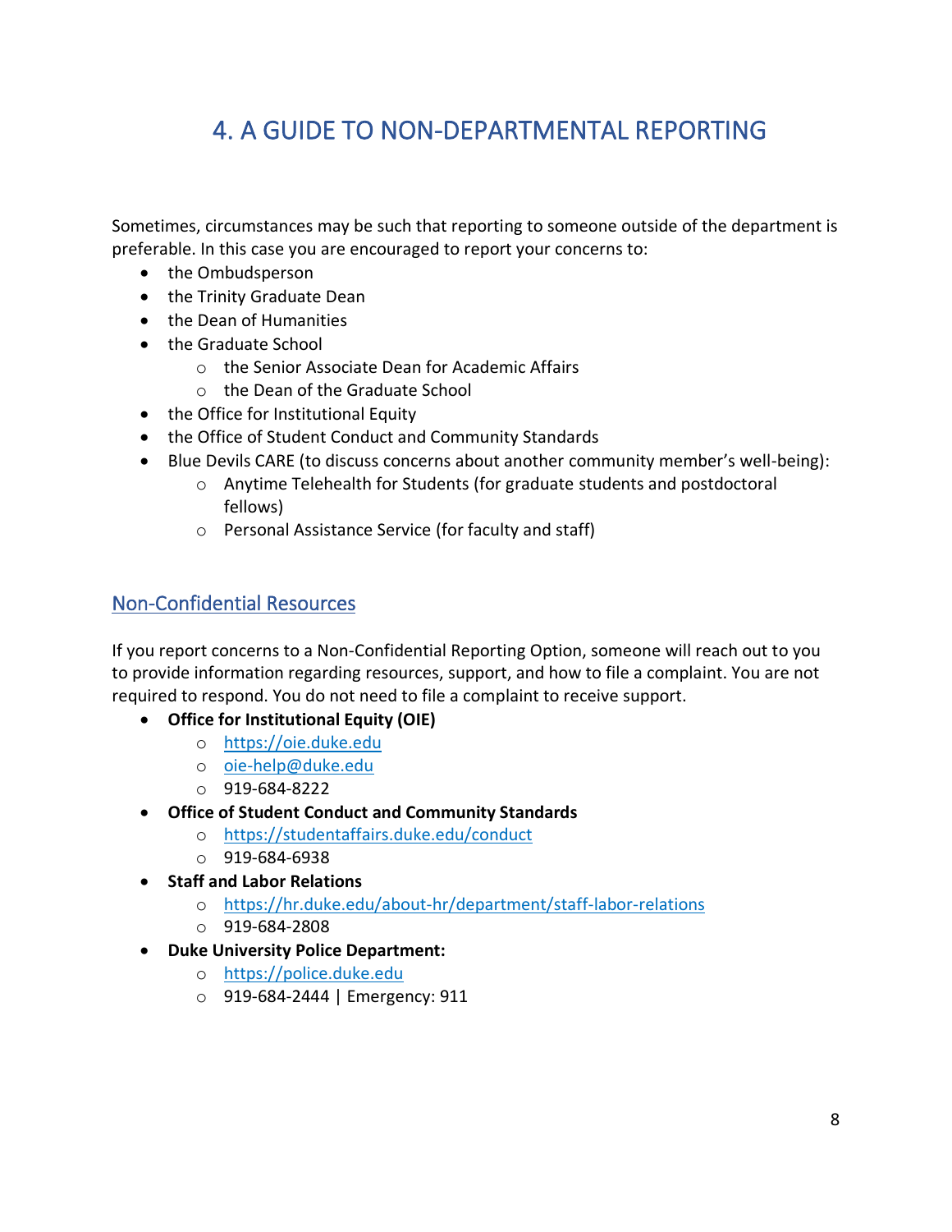# 4. A GUIDE TO NON-DEPARTMENTAL REPORTING

Sometimes, circumstances may be such that reporting to someone outside of the department is preferable. In this case you are encouraged to report your concerns to:

- the Ombudsperson
- the Trinity Graduate Dean
- the Dean of Humanities
- the Graduate School
    - the Senior Associate Dean for Academic Affairs
    - the Dean of the Graduate School
- the Office for Institutional Equity
- the Office of Student Conduct and Community Standards
- Blue Devils CARE (to discuss concerns about another community member's well-being):
    - Anytime Telehealth for Students (for graduate students and postdoctoral fellows)
    - Personal Assistance Service (for faculty and staff)

## Non-Confidential Resources

If you report concerns to a Non-Confidential Reporting Option, someone will reach out to you to provide information regarding resources, support, and how to file a complaint. You are not required to respond. You do not need to file a complaint to receive support.

- **Office for Institutional Equity (OIE)**
    - https://oie.duke.edu
    - oie-help@duke.edu
    - 919-684-8222
- **Office of Student Conduct and Community Standards**
    - https://studentaffairs.duke.edu/conduct
    - 919-684-6938
- **Staff and Labor Relations**
    - https://hr.duke.edu/about-hr/department/staff-labor-relations
    - 919-684-2808
- **Duke University Police Department:**
    - https://police.duke.edu
    - 919-684-2444 | Emergency: 911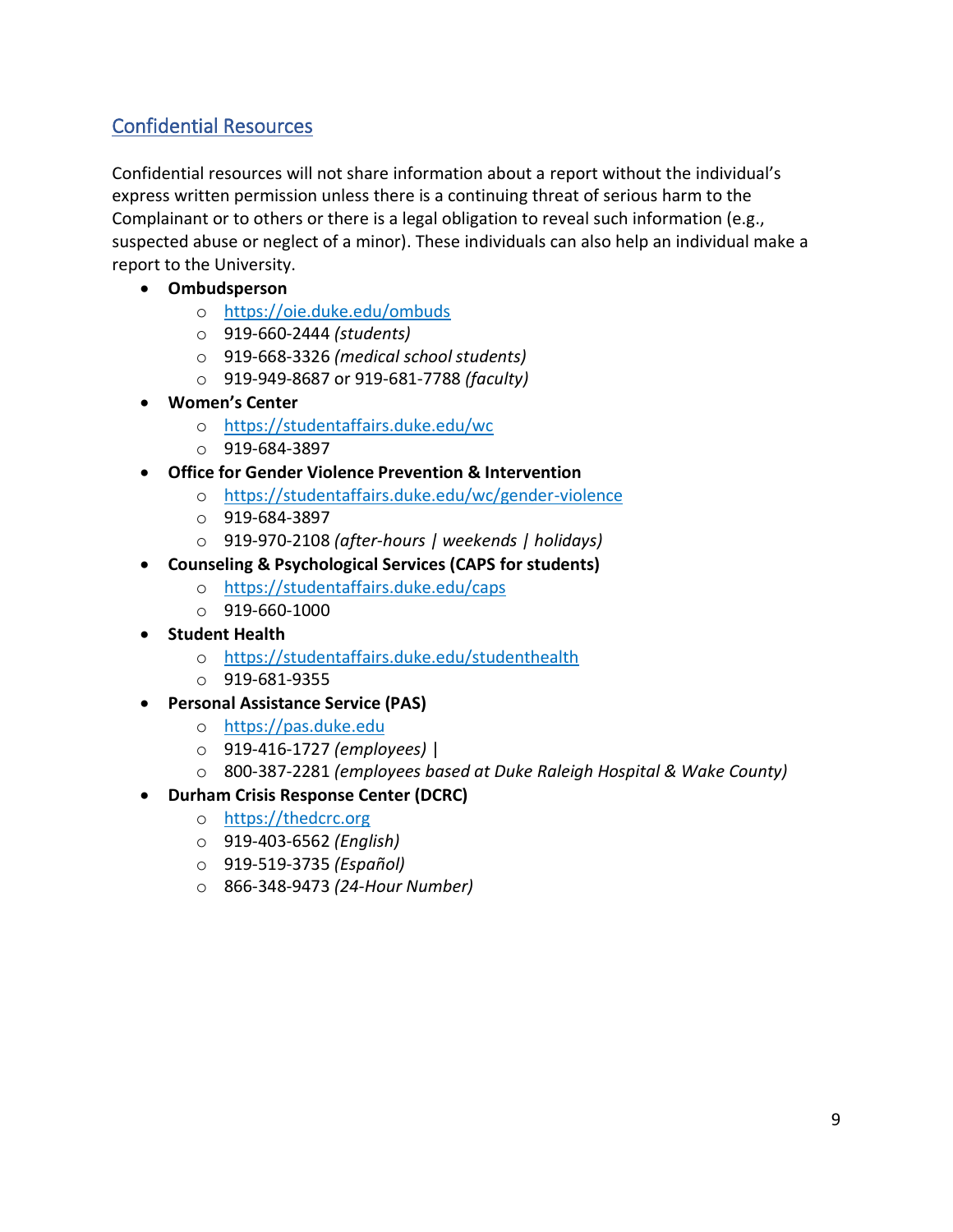## Confidential Resources

Confidential resources will not share information about a report without the individual's express written permission unless there is a continuing threat of serious harm to the Complainant or to others or there is a legal obligation to reveal such information (e.g., suspected abuse or neglect of a minor). These individuals can also help an individual make a report to the University.

- **Ombudsperson**
  - https://oie.duke.edu/ombuds
  - 919-660-2444 *(students)*
  - 919-668-3326 *(medical school students)*
  - 919-949-8687 or 919-681-7788 *(faculty)*
- **Women's Center**
  - https://studentaffairs.duke.edu/wc
  - 919-684-3897
- **Office for Gender Violence Prevention & Intervention**
  - https://studentaffairs.duke.edu/wc/gender-violence
  - 919-684-3897
  - 919-970-2108 *(after-hours | weekends | holidays)*
- **Counseling & Psychological Services (CAPS for students)**
  - https://studentaffairs.duke.edu/caps
  - 919-660-1000
- **Student Health**
  - https://studentaffairs.duke.edu/studenthealth
  - 919-681-9355
- **Personal Assistance Service (PAS)**
  - https://pas.duke.edu
  - 919-416-1727 *(employees)* |
  - 800-387-2281 *(employees based at Duke Raleigh Hospital & Wake County)*
- **Durham Crisis Response Center (DCRC)**
  - https://thedcrc.org
  - 919-403-6562 *(English)*
  - 919-519-3735 *(Español)*
  - 866-348-9473 *(24-Hour Number)*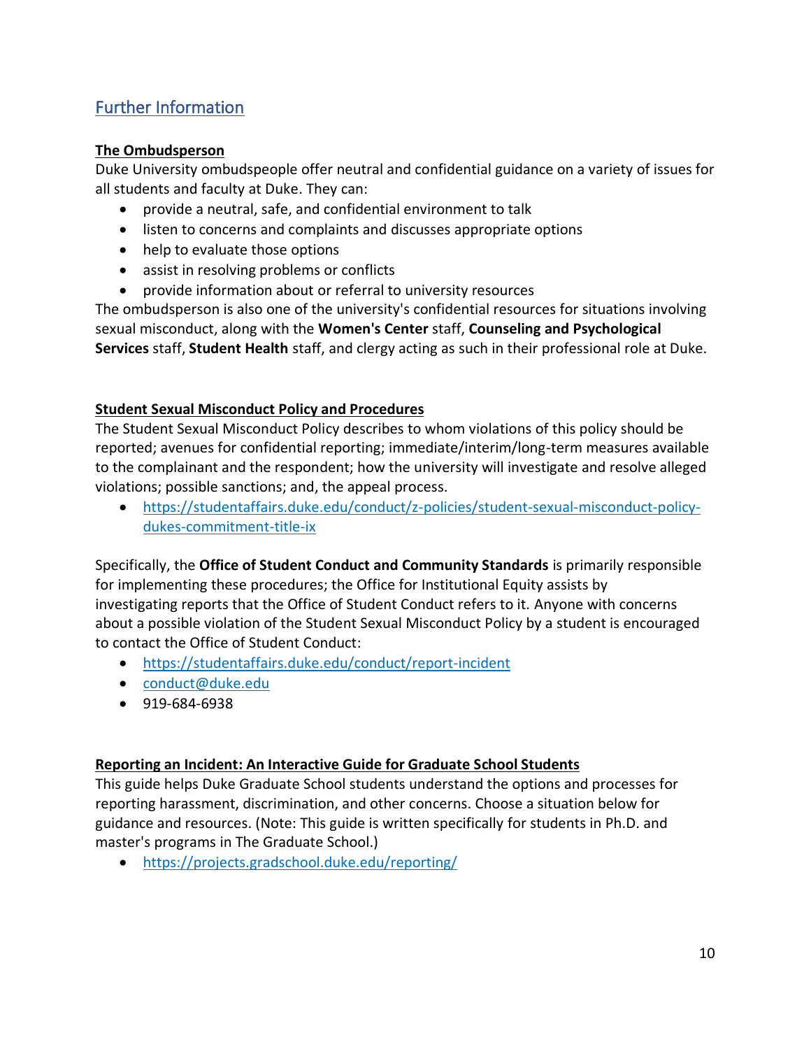## Further Information

### The Ombudsperson

Duke University ombudspeople offer neutral and confidential guidance on a variety of issues for all students and faculty at Duke. They can:

- provide a neutral, safe, and confidential environment to talk
- listen to concerns and complaints and discusses appropriate options
- help to evaluate those options
- assist in resolving problems or conflicts
- provide information about or referral to university resources

The ombudsperson is also one of the university's confidential resources for situations involving sexual misconduct, along with the **Women's Center** staff, **Counseling and Psychological Services** staff, **Student Health** staff, and clergy acting as such in their professional role at Duke.

### Student Sexual Misconduct Policy and Procedures

The Student Sexual Misconduct Policy describes to whom violations of this policy should be reported; avenues for confidential reporting; immediate/interim/long-term measures available to the complainant and the respondent; how the university will investigate and resolve alleged violations; possible sanctions; and, the appeal process.

- https://studentaffairs.duke.edu/conduct/z-policies/student-sexual-misconduct-policy-dukes-commitment-title-ix

Specifically, the **Office of Student Conduct and Community Standards** is primarily responsible for implementing these procedures; the Office for Institutional Equity assists by investigating reports that the Office of Student Conduct refers to it. Anyone with concerns about a possible violation of the Student Sexual Misconduct Policy by a student is encouraged to contact the Office of Student Conduct:

- https://studentaffairs.duke.edu/conduct/report-incident
- conduct@duke.edu
- 919-684-6938

### Reporting an Incident: An Interactive Guide for Graduate School Students

This guide helps Duke Graduate School students understand the options and processes for reporting harassment, discrimination, and other concerns. Choose a situation below for guidance and resources. (Note: This guide is written specifically for students in Ph.D. and master's programs in The Graduate School.)

- https://projects.gradschool.duke.edu/reporting/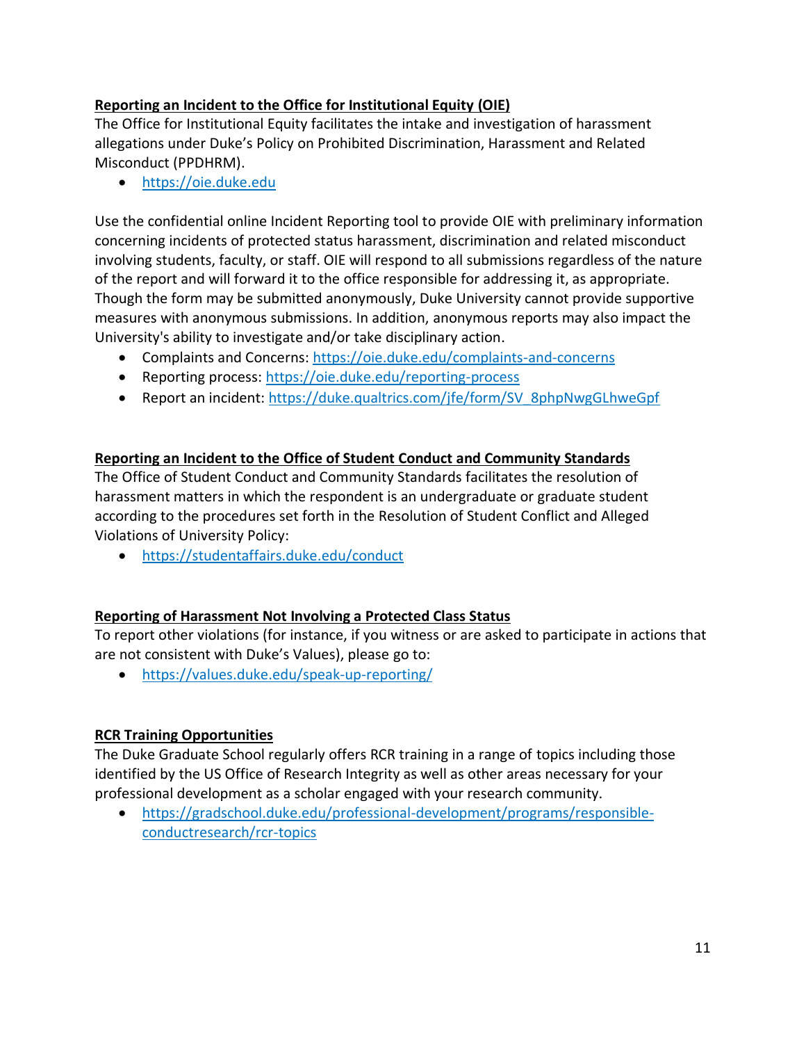**Reporting an Incident to the Office for Institutional Equity (OIE)**

The Office for Institutional Equity facilitates the intake and investigation of harassment allegations under Duke's Policy on Prohibited Discrimination, Harassment and Related Misconduct (PPDHRM).

- https://oie.duke.edu

Use the confidential online Incident Reporting tool to provide OIE with preliminary information concerning incidents of protected status harassment, discrimination and related misconduct involving students, faculty, or staff. OIE will respond to all submissions regardless of the nature of the report and will forward it to the office responsible for addressing it, as appropriate. Though the form may be submitted anonymously, Duke University cannot provide supportive measures with anonymous submissions. In addition, anonymous reports may also impact the University's ability to investigate and/or take disciplinary action.

- Complaints and Concerns: https://oie.duke.edu/complaints-and-concerns
- Reporting process: https://oie.duke.edu/reporting-process
- Report an incident: https://duke.qualtrics.com/jfe/form/SV_8phpNwgGLhweGpf

**Reporting an Incident to the Office of Student Conduct and Community Standards**

The Office of Student Conduct and Community Standards facilitates the resolution of harassment matters in which the respondent is an undergraduate or graduate student according to the procedures set forth in the Resolution of Student Conflict and Alleged Violations of University Policy:

- https://studentaffairs.duke.edu/conduct

**Reporting of Harassment Not Involving a Protected Class Status**

To report other violations (for instance, if you witness or are asked to participate in actions that are not consistent with Duke's Values), please go to:

- https://values.duke.edu/speak-up-reporting/

**RCR Training Opportunities**

The Duke Graduate School regularly offers RCR training in a range of topics including those identified by the US Office of Research Integrity as well as other areas necessary for your professional development as a scholar engaged with your research community.

- https://gradschool.duke.edu/professional-development/programs/responsible-conductresearch/rcr-topics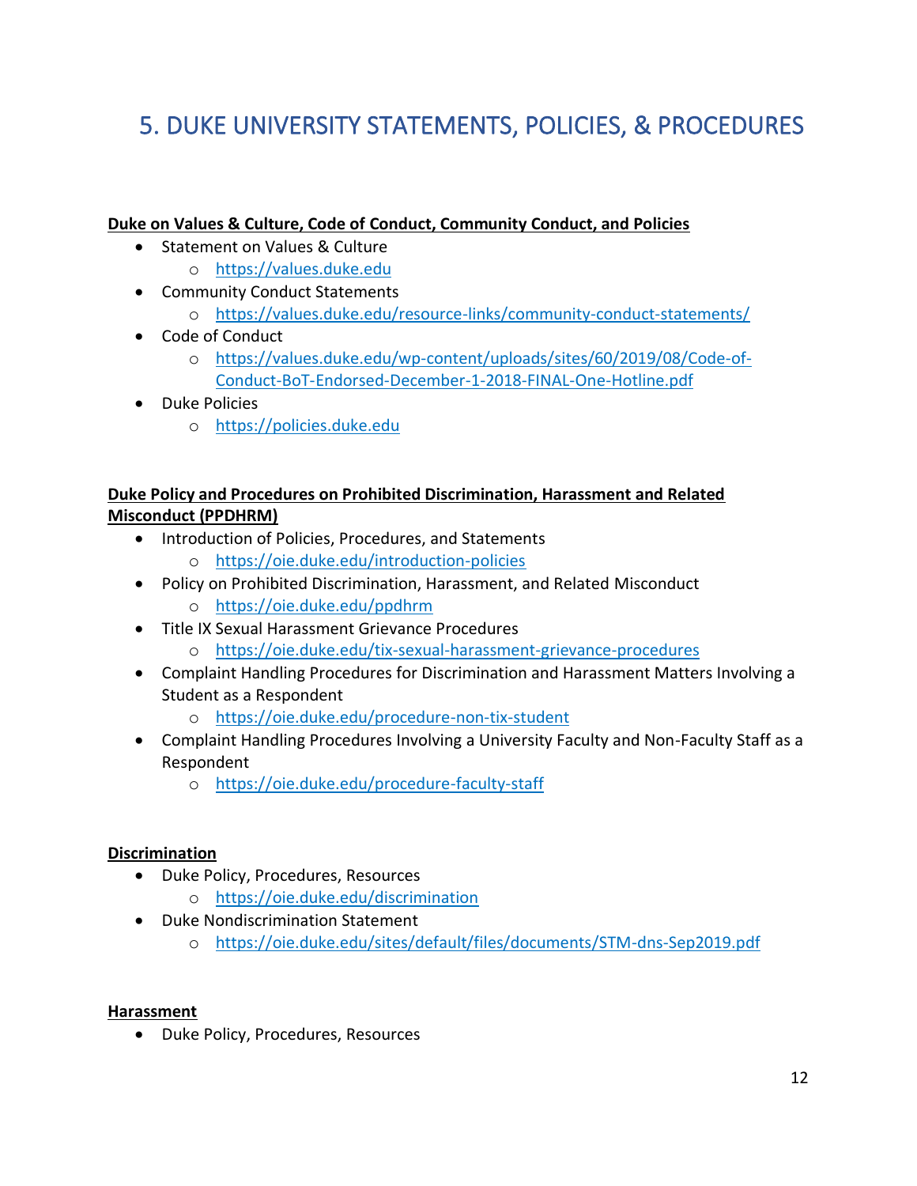# 5. DUKE UNIVERSITY STATEMENTS, POLICIES, & PROCEDURES

**Duke on Values & Culture, Code of Conduct, Community Conduct, and Policies**

- Statement on Values & Culture
  - https://values.duke.edu
- Community Conduct Statements
  - https://values.duke.edu/resource-links/community-conduct-statements/
- Code of Conduct
  - https://values.duke.edu/wp-content/uploads/sites/60/2019/08/Code-of-Conduct-BoT-Endorsed-December-1-2018-FINAL-One-Hotline.pdf
- Duke Policies
  - https://policies.duke.edu

**Duke Policy and Procedures on Prohibited Discrimination, Harassment and Related Misconduct (PPDHRM)**

- Introduction of Policies, Procedures, and Statements
  - https://oie.duke.edu/introduction-policies
- Policy on Prohibited Discrimination, Harassment, and Related Misconduct
  - https://oie.duke.edu/ppdhrm
- Title IX Sexual Harassment Grievance Procedures
  - https://oie.duke.edu/tix-sexual-harassment-grievance-procedures
- Complaint Handling Procedures for Discrimination and Harassment Matters Involving a Student as a Respondent
  - https://oie.duke.edu/procedure-non-tix-student
- Complaint Handling Procedures Involving a University Faculty and Non-Faculty Staff as a Respondent
  - https://oie.duke.edu/procedure-faculty-staff

**Discrimination**

- Duke Policy, Procedures, Resources
  - https://oie.duke.edu/discrimination
- Duke Nondiscrimination Statement
  - https://oie.duke.edu/sites/default/files/documents/STM-dns-Sep2019.pdf

**Harassment**

- Duke Policy, Procedures, Resources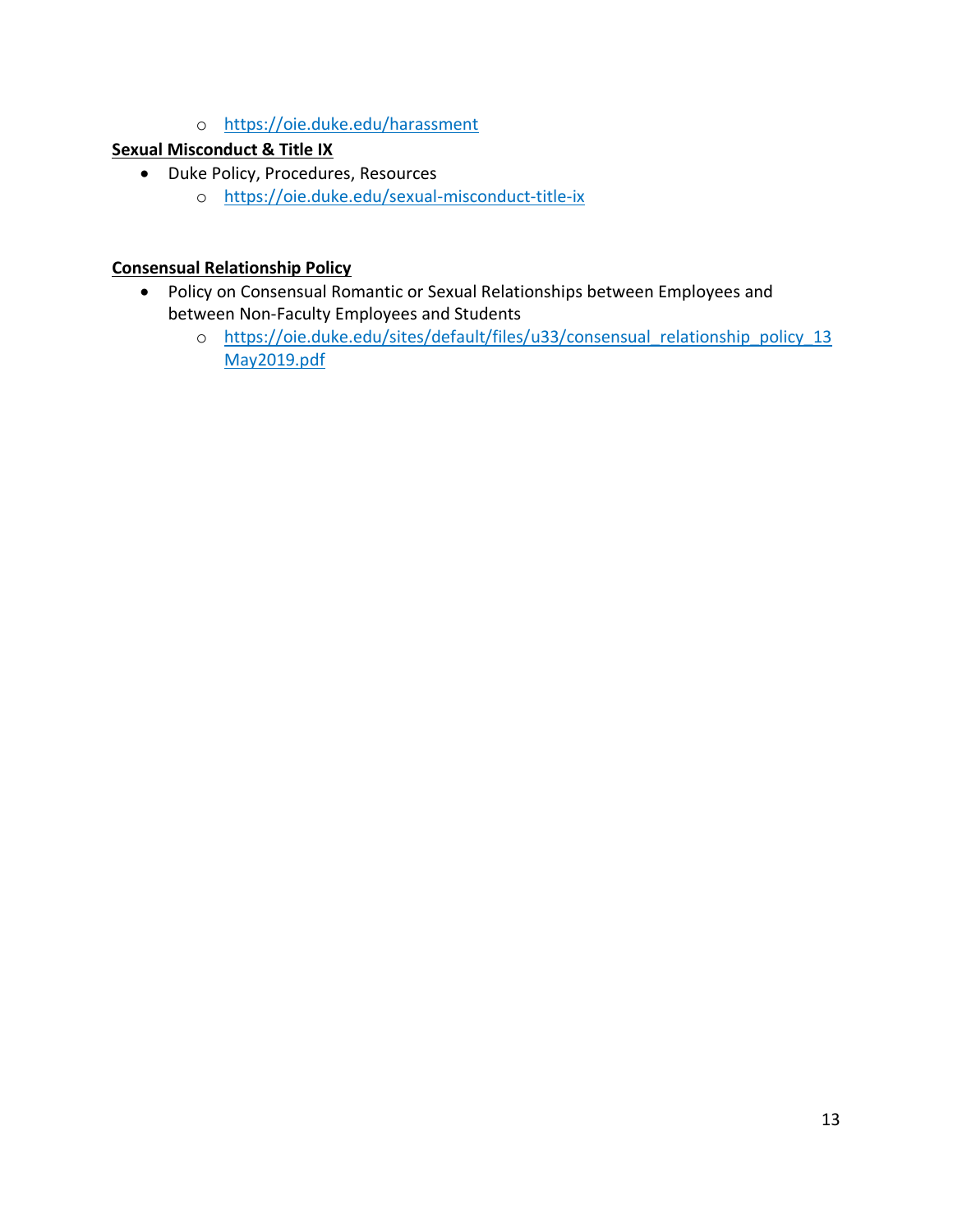- https://oie.duke.edu/harassment

**Sexual Misconduct & Title IX**

- Duke Policy, Procedures, Resources
    - https://oie.duke.edu/sexual-misconduct-title-ix

**Consensual Relationship Policy**

- Policy on Consensual Romantic or Sexual Relationships between Employees and between Non-Faculty Employees and Students
    - https://oie.duke.edu/sites/default/files/u33/consensual_relationship_policy_13May2019.pdf